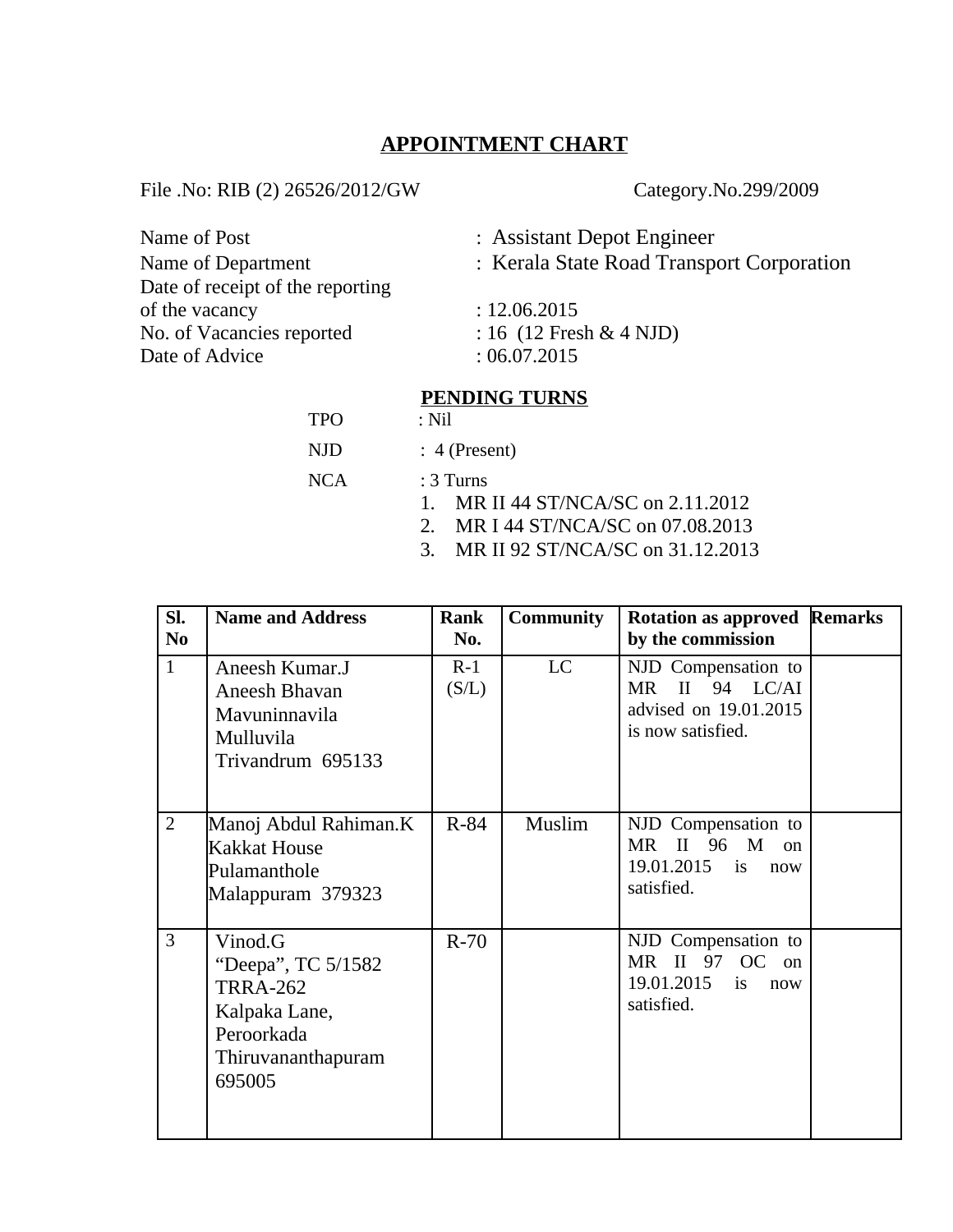## APPOINTMENT CHART

File .No: RIB (2) 26526/2012/GW Category.No.299/2009

Name of Post : Assistant Depot Engineer
Name of Department : Kerala State Road Transport Corporation
Date of receipt of the reporting of the vacancy : 12.06.2015
No. of Vacancies reported : 16 (12 Fresh & 4 NJD)
Date of Advice : 06.07.2015

### PENDING TURNS

TPO : Nil

NJD : 4 (Present)

NCA : 3 Turns

1. MR II 44 ST/NCA/SC on 2.11.2012
2. MR I 44 ST/NCA/SC on 07.08.2013
3. MR II 92 ST/NCA/SC on 31.12.2013

| Sl. No | Name and Address | Rank No. | Community | Rotation as approved by the commission | Remarks |
|---|---|---|---|---|---|
| 1 | Aneesh Kumar.J<br>Aneesh Bhavan<br>Mavuninnavila<br>Mulluvila<br>Trivandrum 695133 | R-1 (S/L) | LC | NJD Compensation to MR II 94 LC/AI advised on 19.01.2015 is now satisfied. | |
| 2 | Manoj Abdul Rahiman.K<br>Kakkat House<br>Pulamanthole<br>Malappuram 379323 | R-84 | Muslim | NJD Compensation to MR II 96 M on 19.01.2015 is now satisfied. | |
| 3 | Vinod.G<br>"Deepa", TC 5/1582<br>TRRA-262<br>Kalpaka Lane,<br>Peroorkada<br>Thiruvananthapuram<br>695005 | R-70 | | NJD Compensation to MR II 97 OC on 19.01.2015 is now satisfied. | |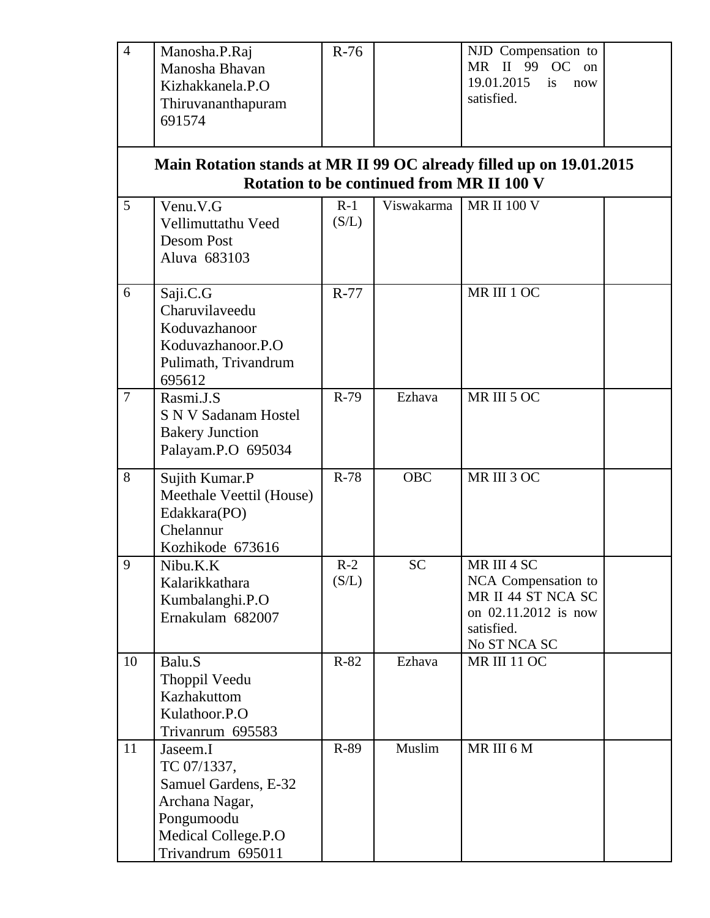| | | | | | |
|---|---|---|---|---|---|
| 4 | Manosha.P.Raj<br>Manosha Bhavan<br>Kizhakkanela.P.O<br>Thiruvananthapuram<br>691574 | R-76 | | NJD Compensation to MR II 99 OC on 19.01.2015 is now satisfied. | |
| **Main Rotation stands at MR II 99 OC already filled up on 19.01.2015<br>Rotation to be continued from MR II 100 V** | | | | | |
| 5 | Venu.V.G<br>Vellimuttathu Veed<br>Desom Post<br>Aluva 683103 | R-1 (S/L) | Viswakarma | MR II 100 V | |
| 6 | Saji.C.G<br>Charuvilaveedu<br>Koduvazhanoor<br>Koduvazhanoor.P.O<br>Pulimath, Trivandrum<br>695612 | R-77 | | MR III 1 OC | |
| 7 | Rasmi.J.S<br>S N V Sadanam Hostel<br>Bakery Junction<br>Palayam.P.O 695034 | R-79 | Ezhava | MR III 5 OC | |
| 8 | Sujith Kumar.P<br>Meethale Veettil (House)<br>Edakkara(PO)<br>Chelannur<br>Kozhikode 673616 | R-78 | OBC | MR III 3 OC | |
| 9 | Nibu.K.K<br>Kalarikkathara<br>Kumbalanghi.P.O<br>Ernakulam 682007 | R-2 (S/L) | SC | MR III 4 SC<br>NCA Compensation to MR II 44 ST NCA SC on 02.11.2012 is now satisfied.<br>No ST NCA SC | |
| 10 | Balu.S<br>Thoppil Veedu<br>Kazhakuttom<br>Kulathoor.P.O<br>Trivanrum 695583 | R-82 | Ezhava | MR III 11 OC | |
| 11 | Jaseem.I<br>TC 07/1337,<br>Samuel Gardens, E-32<br>Archana Nagar,<br>Pongumoodu<br>Medical College.P.O<br>Trivandrum 695011 | R-89 | Muslim | MR III 6 M | |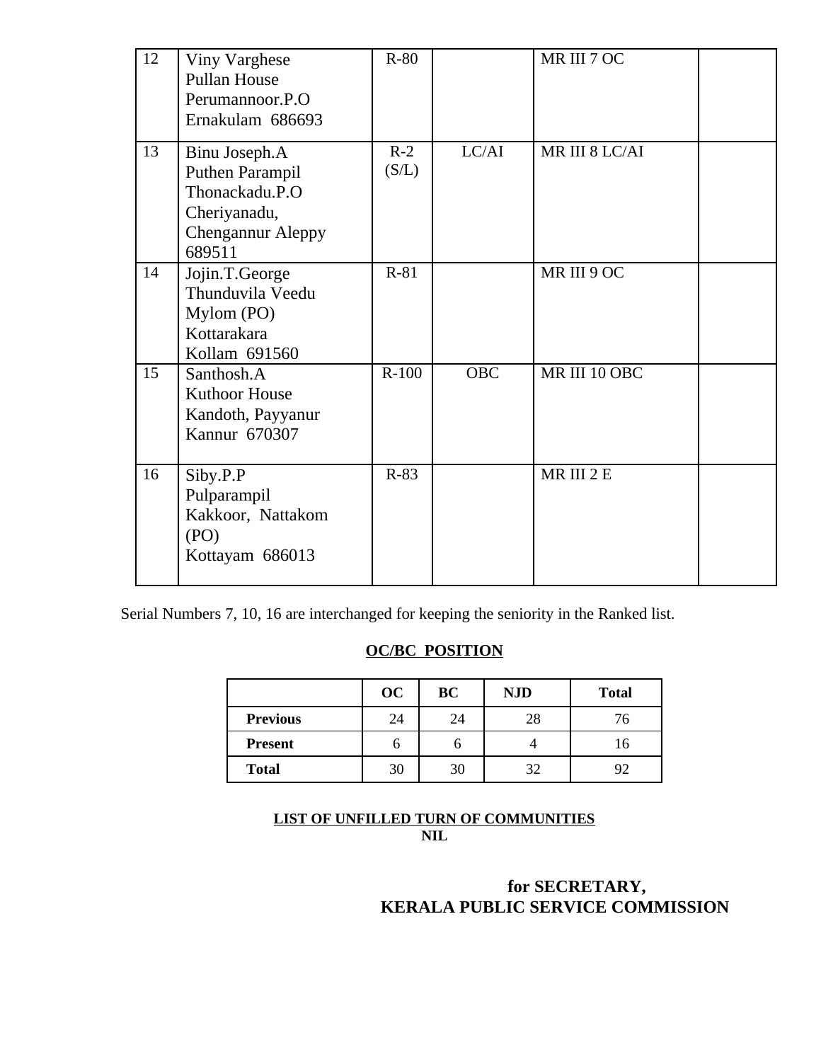| | | | | | |
|---|---|---|---|---|---|
| 12 | Viny Varghese<br>Pullan House<br>Perumannoor.P.O<br>Ernakulam 686693 | R-80 | | MR III 7 OC | |
| 13 | Binu Joseph.A<br>Puthen Parampil<br>Thonackadu.P.O<br>Cheriyanadu,<br>Chengannur Aleppy<br>689511 | R-2 (S/L) | LC/AI | MR III 8 LC/AI | |
| 14 | Jojin.T.George<br>Thunduvila Veedu<br>Mylom (PO)<br>Kottarakara<br>Kollam 691560 | R-81 | | MR III 9 OC | |
| 15 | Santhosh.A<br>Kuthoor House<br>Kandoth, Payyanur<br>Kannur 670307 | R-100 | OBC | MR III 10 OBC | |
| 16 | Siby.P.P<br>Pulparampil<br>Kakkoor, Nattakom (PO)<br>Kottayam 686013 | R-83 | | MR III 2 E | |

Serial Numbers 7, 10, 16 are interchanged for keeping the seniority in the Ranked list.

**OC/BC POSITION**

| | OC | BC | NJD | Total |
|---|---|---|---|---|
| **Previous** | 24 | 24 | 28 | 76 |
| **Present** | 6 | 6 | 4 | 16 |
| **Total** | 30 | 30 | 32 | 92 |

**LIST OF UNFILLED TURN OF COMMUNITIES**
**NIL**

**for SECRETARY,**
**KERALA PUBLIC SERVICE COMMISSION**